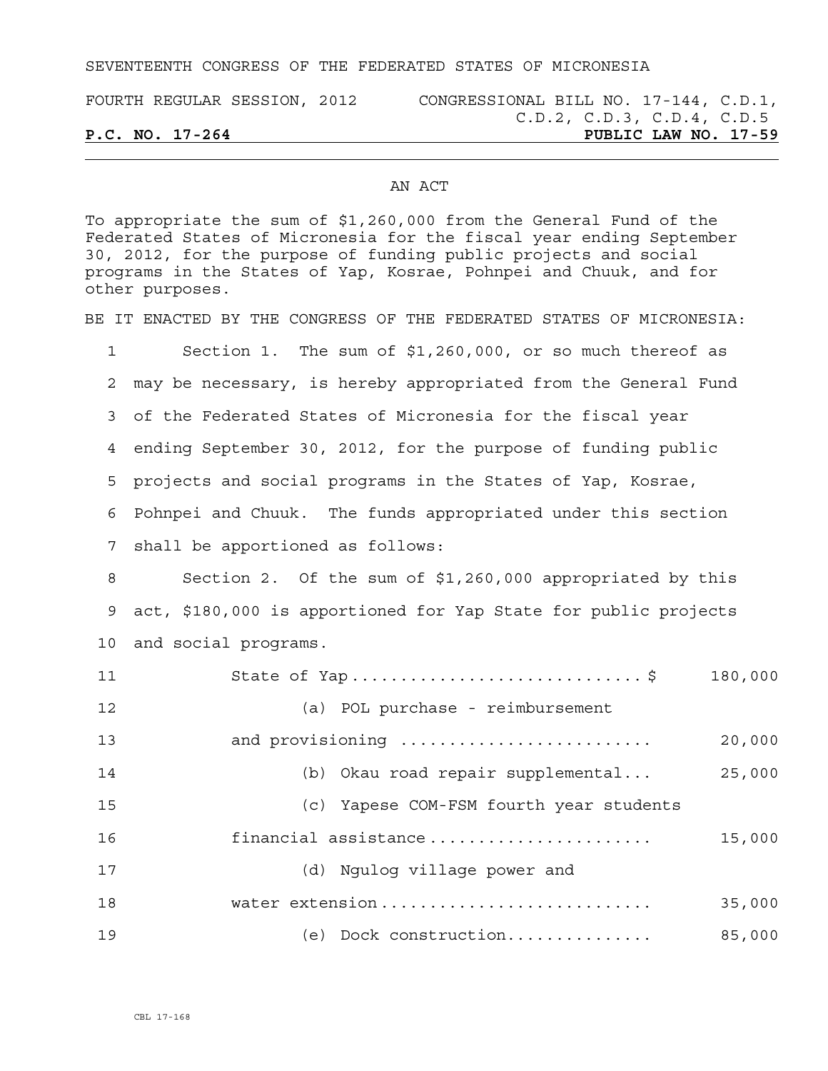SEVENTEENTH CONGRESS OF THE FEDERATED STATES OF MICRONESIA

FOURTH REGULAR SESSION, 2012 — CONGRESSIONAL BILL NO. 17-144, C.D.1, C.D.2, C.D.3, C.D.4, C.D.5

**P.C. NO. 17-264** — **PUBLIC LAW NO. 17-59**

---

AN ACT

To appropriate the sum of $1,260,000 from the General Fund of the Federated States of Micronesia for the fiscal year ending September 30, 2012, for the purpose of funding public projects and social programs in the States of Yap, Kosrae, Pohnpei and Chuuk, and for other purposes.

BE IT ENACTED BY THE CONGRESS OF THE FEDERATED STATES OF MICRONESIA:

Section 1. The sum of $1,260,000, or so much thereof as may be necessary, is hereby appropriated from the General Fund of the Federated States of Micronesia for the fiscal year ending September 30, 2012, for the purpose of funding public projects and social programs in the States of Yap, Kosrae, Pohnpei and Chuuk. The funds appropriated under this section shall be apportioned as follows:

Section 2. Of the sum of $1,260,000 appropriated by this act, $180,000 is apportioned for Yap State for public projects and social programs.

| Item | Amount |
|---|---|
| State of Yap | $ 180,000 |
| (a) POL purchase - reimbursement and provisioning | 20,000 |
| (b) Okau road repair supplemental | 25,000 |
| (c) Yapese COM-FSM fourth year students financial assistance | 15,000 |
| (d) Ngulog village power and water extension | 35,000 |
| (e) Dock construction | 85,000 |

CBL 17-168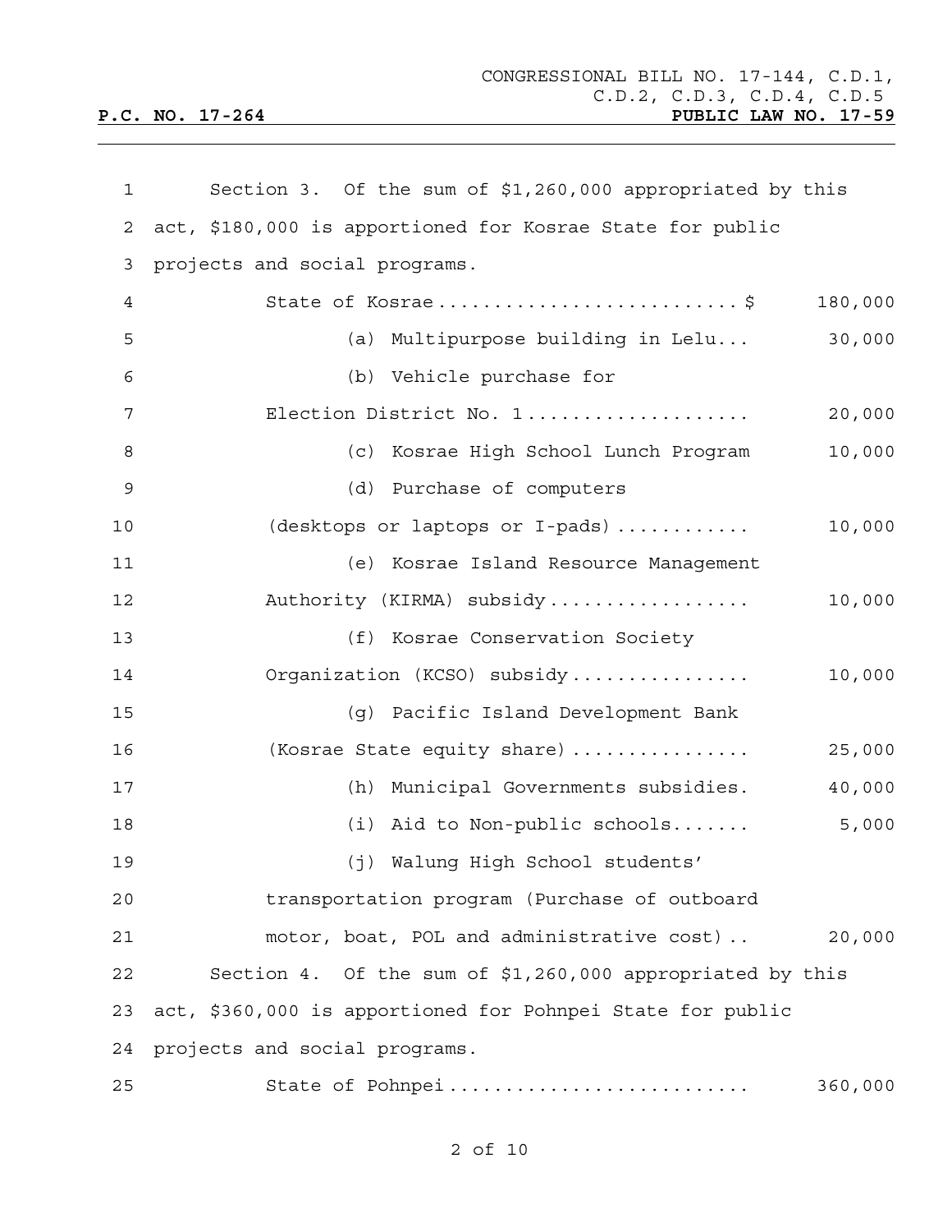Section 3. Of the sum of $1,260,000 appropriated by this act, $180,000 is apportioned for Kosrae State for public projects and social programs.

| | |
|---|---|
| State of Kosrae ......................... $ | 180,000 |
| (a) Multipurpose building in Lelu... | 30,000 |
| (b) Vehicle purchase for Election District No. 1 .................. | 20,000 |
| (c) Kosrae High School Lunch Program | 10,000 |
| (d) Purchase of computers (desktops or laptops or I-pads) ........... | 10,000 |
| (e) Kosrae Island Resource Management Authority (KIRMA) subsidy ................. | 10,000 |
| (f) Kosrae Conservation Society Organization (KCSO) subsidy ............... | 10,000 |
| (g) Pacific Island Development Bank (Kosrae State equity share) ............... | 25,000 |
| (h) Municipal Governments subsidies. | 40,000 |
| (i) Aid to Non-public schools....... | 5,000 |
| (j) Walung High School students' transportation program (Purchase of outboard motor, boat, POL and administrative cost) .. | 20,000 |

Section 4. Of the sum of $1,260,000 appropriated by this act, $360,000 is apportioned for Pohnpei State for public projects and social programs.

| | |
|---|---|
| State of Pohnpei ......................... | 360,000 |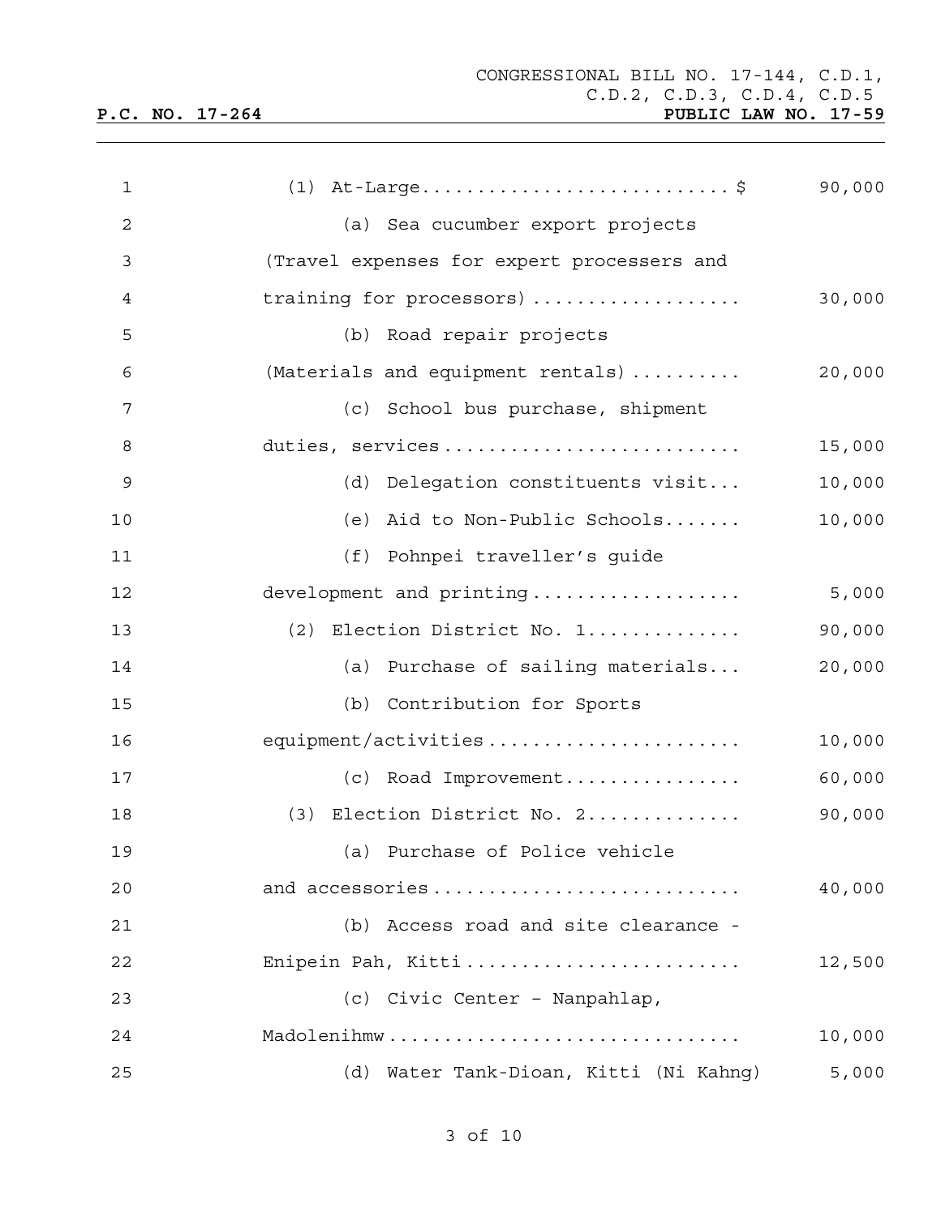| | |
|---|---|
| (1) At-Large............................$ | 90,000 |
| (a) Sea cucumber export projects (Travel expenses for expert processers and training for processors) .................. | 30,000 |
| (b) Road repair projects (Materials and equipment rentals) .......... | 20,000 |
| (c) School bus purchase, shipment duties, services.......................... | 15,000 |
| (d) Delegation constituents visit... | 10,000 |
| (e) Aid to Non-Public Schools....... | 10,000 |
| (f) Pohnpei traveller's guide development and printing.................. | 5,000 |
| (2) Election District No. 1.............. | 90,000 |
| (a) Purchase of sailing materials... | 20,000 |
| (b) Contribution for Sports equipment/activities...................... | 10,000 |
| (c) Road Improvement................ | 60,000 |
| (3) Election District No. 2.............. | 90,000 |
| (a) Purchase of Police vehicle and accessories........................... | 40,000 |
| (b) Access road and site clearance - Enipein Pah, Kitti........................ | 12,500 |
| (c) Civic Center – Nanpahlap, Madolenihmw............................... | 10,000 |
| (d) Water Tank-Dioan, Kitti (Ni Kahng) | 5,000 |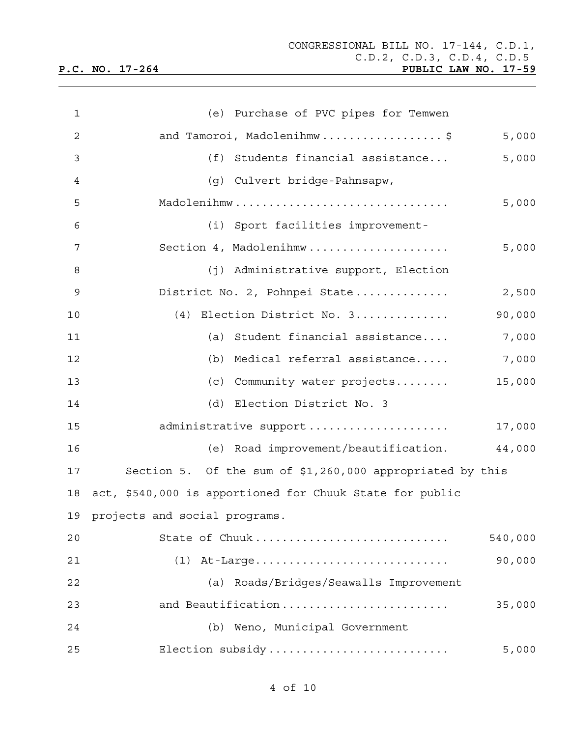(e) Purchase of PVC pipes for Temwen and Tamoroi, Madolenihmw .................. $ 5,000

(f) Students financial assistance... 5,000

(g) Culvert bridge-Pahnsapw, Madolenihmw ............................... 5,000

(i) Sport facilities improvement-Section 4, Madolenihmw ..................... 5,000

(j) Administrative support, Election District No. 2, Pohnpei State .............. 2,500

(4) Election District No. 3.............. 90,000

(a) Student financial assistance.... 7,000

(b) Medical referral assistance..... 7,000

(c) Community water projects........ 15,000

(d) Election District No. 3 administrative support ..................... 17,000

(e) Road improvement/beautification. 44,000

Section 5. Of the sum of $1,260,000 appropriated by this act, $540,000 is apportioned for Chuuk State for public projects and social programs.

State of Chuuk ............................ 540,000

(1) At-Large............................ 90,000

(a) Roads/Bridges/Seawalls Improvement and Beautification ......................... 35,000

(b) Weno, Municipal Government Election subsidy ........................... 5,000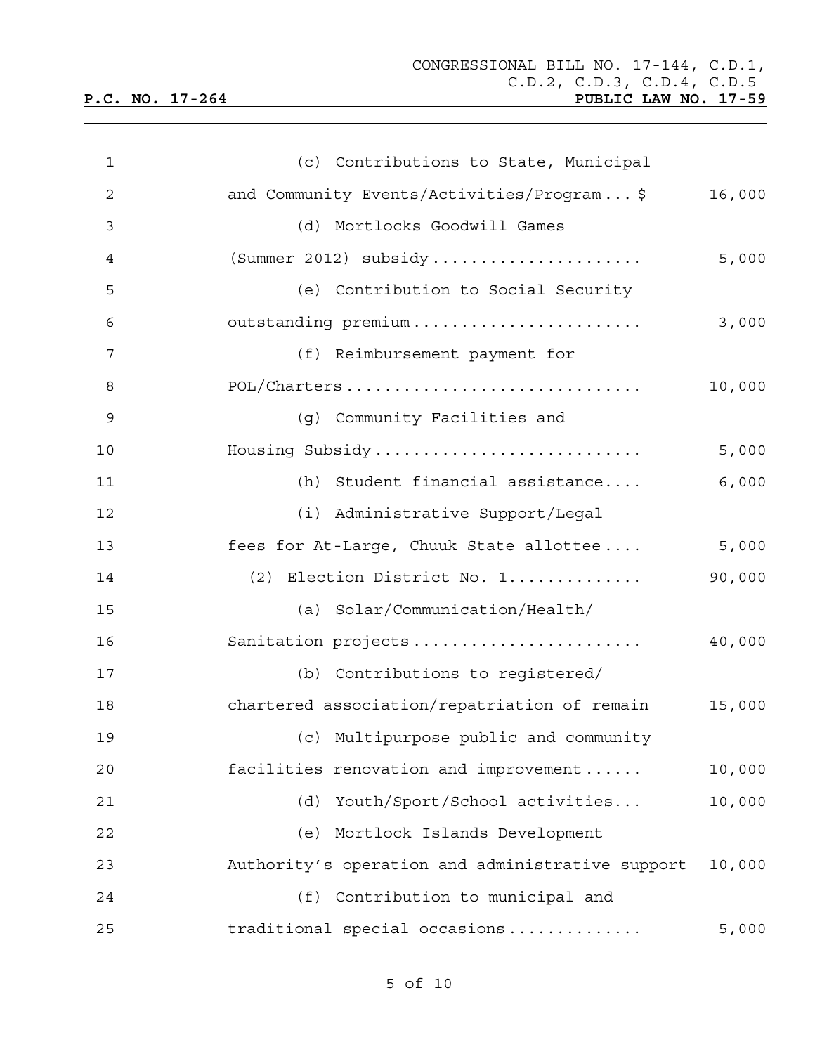(c) Contributions to State, Municipal and Community Events/Activities/Program... $ 16,000

(d) Mortlocks Goodwill Games (Summer 2012) subsidy...................... 5,000

(e) Contribution to Social Security outstanding premium........................ 3,000

(f) Reimbursement payment for POL/Charters.............................. 10,000

(g) Community Facilities and Housing Subsidy............................ 5,000

(h) Student financial assistance.... 6,000

(i) Administrative Support/Legal fees for At-Large, Chuuk State allottee.... 5,000

(2) Election District No. 1.............. 90,000

(a) Solar/Communication/Health/ Sanitation projects........................ 40,000

(b) Contributions to registered/ chartered association/repatriation of remain 15,000

(c) Multipurpose public and community facilities renovation and improvement...... 10,000

(d) Youth/Sport/School activities... 10,000

(e) Mortlock Islands Development Authority's operation and administrative support 10,000

(f) Contribution to municipal and traditional special occasions.............. 5,000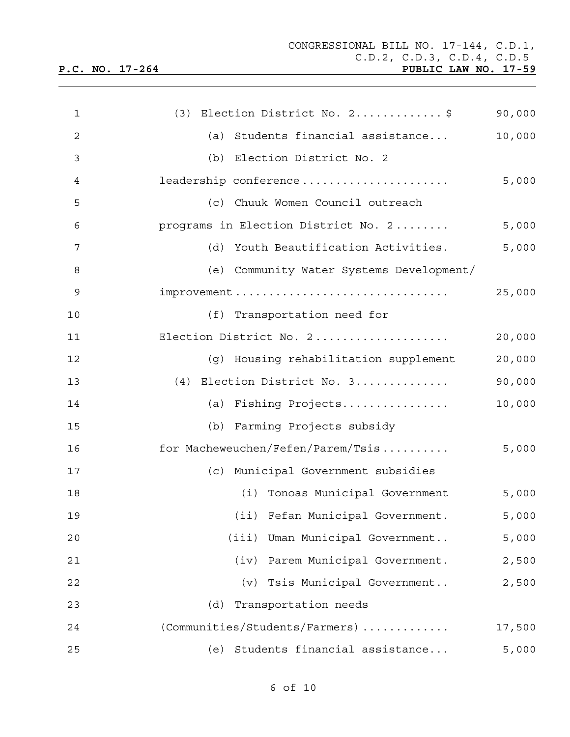| | |
|---|---|
| (3) Election District No. 2.............$ | 90,000 |
| (a) Students financial assistance... | 10,000 |
| (b) Election District No. 2 leadership conference...................... | 5,000 |
| (c) Chuuk Women Council outreach programs in Election District No. 2........ | 5,000 |
| (d) Youth Beautification Activities. | 5,000 |
| (e) Community Water Systems Development/ improvement............................... | 25,000 |
| (f) Transportation need for Election District No. 2.................... | 20,000 |
| (g) Housing rehabilitation supplement | 20,000 |
| (4) Election District No. 3.............. | 90,000 |
| (a) Fishing Projects................ | 10,000 |
| (b) Farming Projects subsidy for Macheweuchen/Fefen/Parem/Tsis.......... | 5,000 |
| (c) Municipal Government subsidies | |
| (i) Tonoas Municipal Government | 5,000 |
| (ii) Fefan Municipal Government. | 5,000 |
| (iii) Uman Municipal Government.. | 5,000 |
| (iv) Parem Municipal Government. | 2,500 |
| (v) Tsis Municipal Government.. | 2,500 |
| (d) Transportation needs (Communities/Students/Farmers)............ | 17,500 |
| (e) Students financial assistance... | 5,000 |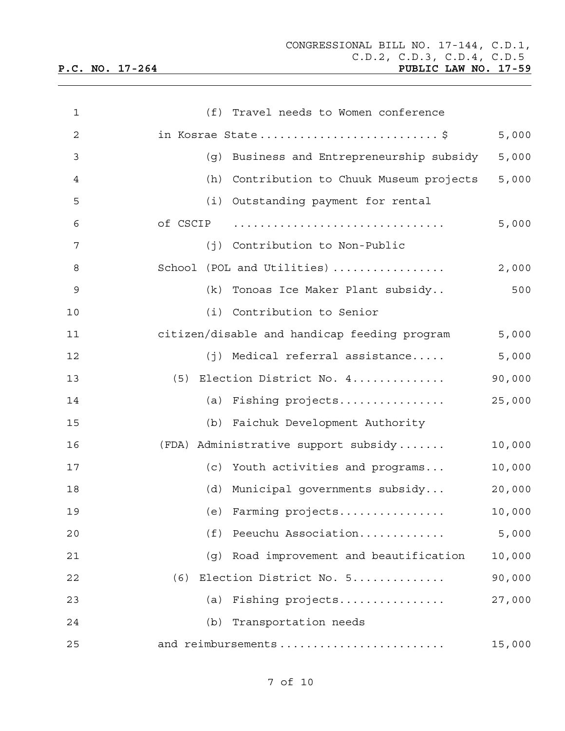(f) Travel needs to Women conference in Kosrae State.......................... $ 5,000

(g) Business and Entrepreneurship subsidy 5,000

(h) Contribution to Chuuk Museum projects 5,000

(i) Outstanding payment for rental of CSCIP .............................. 5,000

(j) Contribution to Non-Public School (POL and Utilities)................ 2,000

(k) Tonoas Ice Maker Plant subsidy.. 500

(i) Contribution to Senior citizen/disable and handicap feeding program 5,000

(j) Medical referral assistance..... 5,000

(5) Election District No. 4.............. 90,000

(a) Fishing projects................ 25,000

(b) Faichuk Development Authority (FDA) Administrative support subsidy....... 10,000

(c) Youth activities and programs... 10,000

(d) Municipal governments subsidy... 20,000

(e) Farming projects................ 10,000

(f) Peeuchu Association............. 5,000

(g) Road improvement and beautification 10,000

(6) Election District No. 5.............. 90,000

(a) Fishing projects................ 27,000

(b) Transportation needs and reimbursements........................ 15,000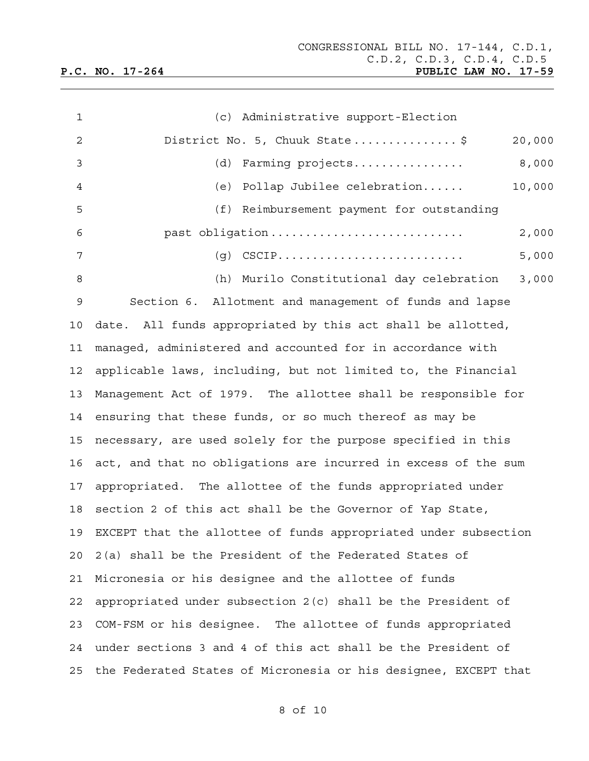(c) Administrative support-Election District No. 5, Chuuk State ............... $ 20,000

(d) Farming projects ................ 8,000

(e) Pollap Jubilee celebration...... 10,000

(f) Reimbursement payment for outstanding past obligation ........................... 2,000

(g) CSCIP.......................... 5,000

(h) Murilo Constitutional day celebration 3,000

Section 6. Allotment and management of funds and lapse date. All funds appropriated by this act shall be allotted, managed, administered and accounted for in accordance with applicable laws, including, but not limited to, the Financial Management Act of 1979. The allottee shall be responsible for ensuring that these funds, or so much thereof as may be necessary, are used solely for the purpose specified in this act, and that no obligations are incurred in excess of the sum appropriated. The allottee of the funds appropriated under section 2 of this act shall be the Governor of Yap State, EXCEPT that the allottee of funds appropriated under subsection 2(a) shall be the President of the Federated States of Micronesia or his designee and the allottee of funds appropriated under subsection 2(c) shall be the President of COM-FSM or his designee. The allottee of funds appropriated under sections 3 and 4 of this act shall be the President of the Federated States of Micronesia or his designee, EXCEPT that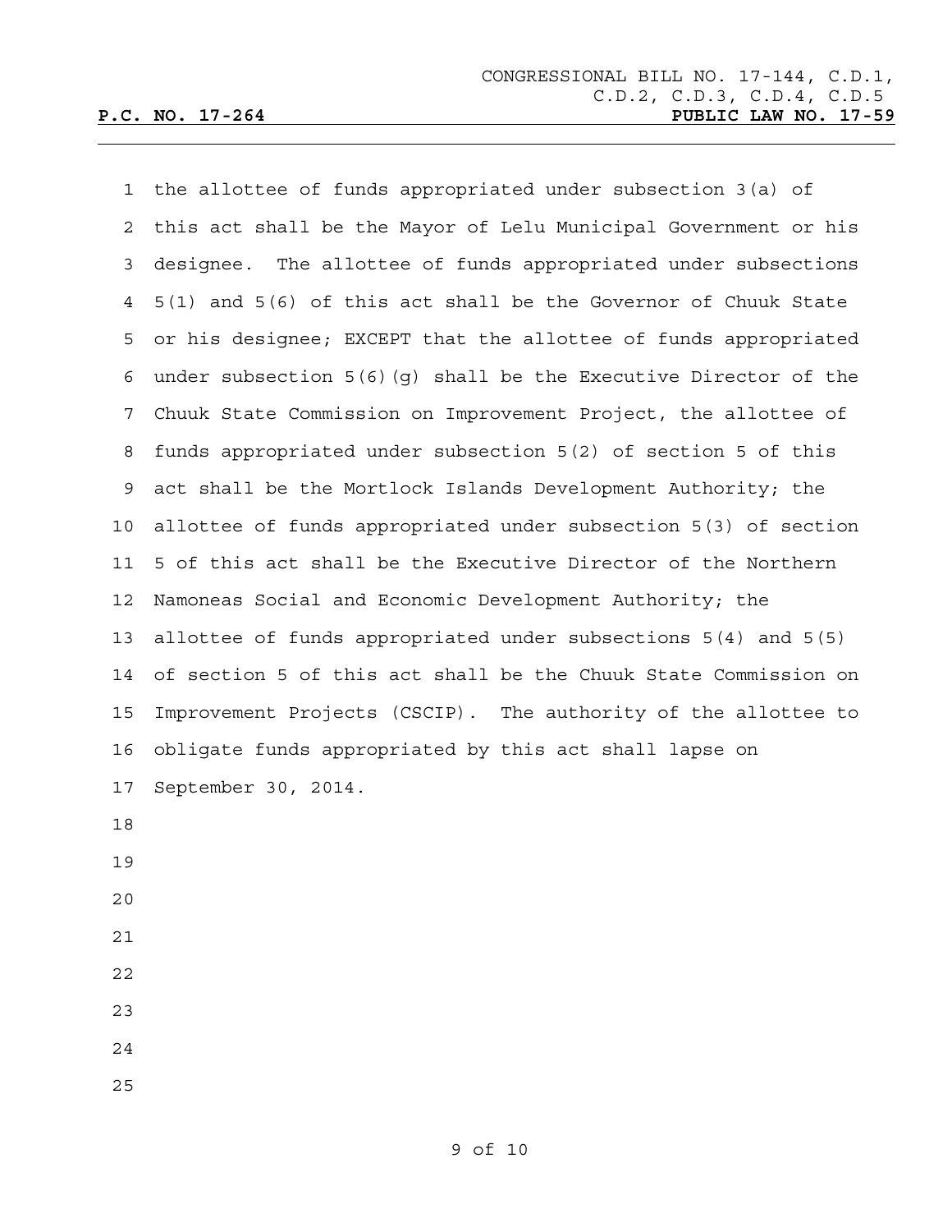the allottee of funds appropriated under subsection 3(a) of this act shall be the Mayor of Lelu Municipal Government or his designee. The allottee of funds appropriated under subsections 5(1) and 5(6) of this act shall be the Governor of Chuuk State or his designee; EXCEPT that the allottee of funds appropriated under subsection 5(6)(g) shall be the Executive Director of the Chuuk State Commission on Improvement Project, the allottee of funds appropriated under subsection 5(2) of section 5 of this act shall be the Mortlock Islands Development Authority; the allottee of funds appropriated under subsection 5(3) of section 5 of this act shall be the Executive Director of the Northern Namoneas Social and Economic Development Authority; the allottee of funds appropriated under subsections 5(4) and 5(5) of section 5 of this act shall be the Chuuk State Commission on Improvement Projects (CSCIP). The authority of the allottee to obligate funds appropriated by this act shall lapse on September 30, 2014.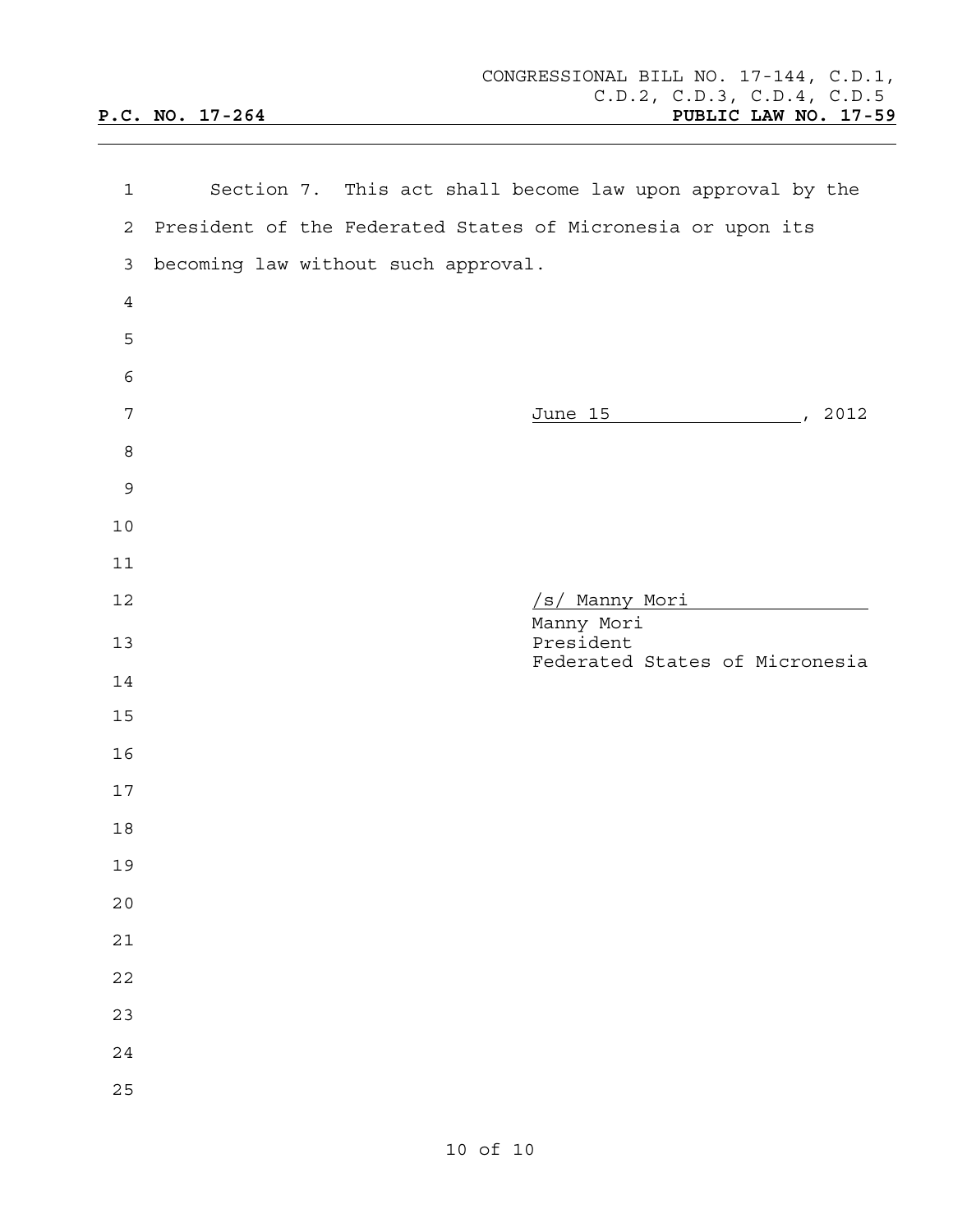Section 7. This act shall become law upon approval by the President of the Federated States of Micronesia or upon its becoming law without such approval.

June 15, 2012

/s/ Manny Mori

Manny Mori
President
Federated States of Micronesia